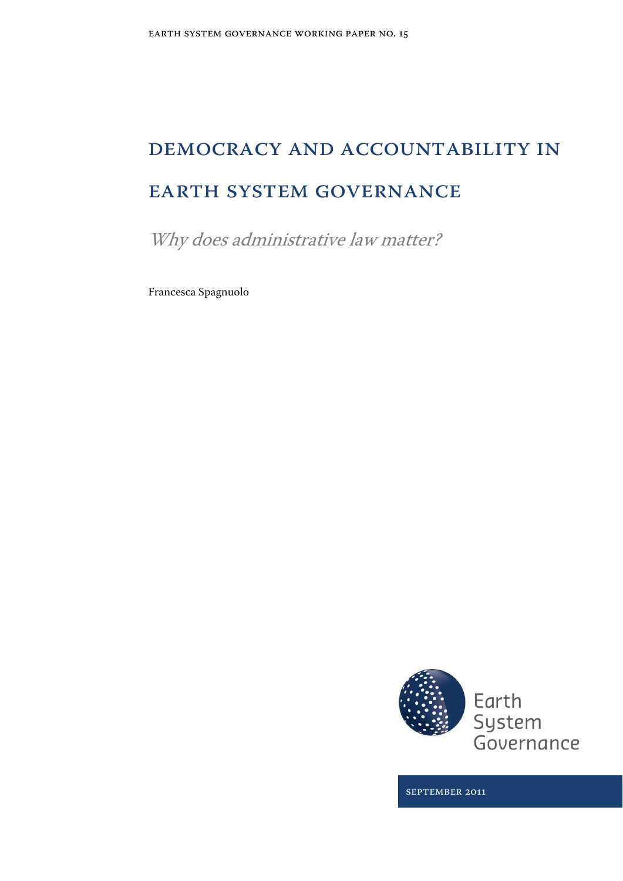EARTH SYSTEM GOVERNANCE WORKING PAPER NO. 15

# DEMOCRACY AND ACCOUNTABILITY IN EARTH SYSTEM GOVERNANCE

## *Why does administrative law matter?*

Francesca Spagnuolo

Earth System Governance

SEPTEMBER 2011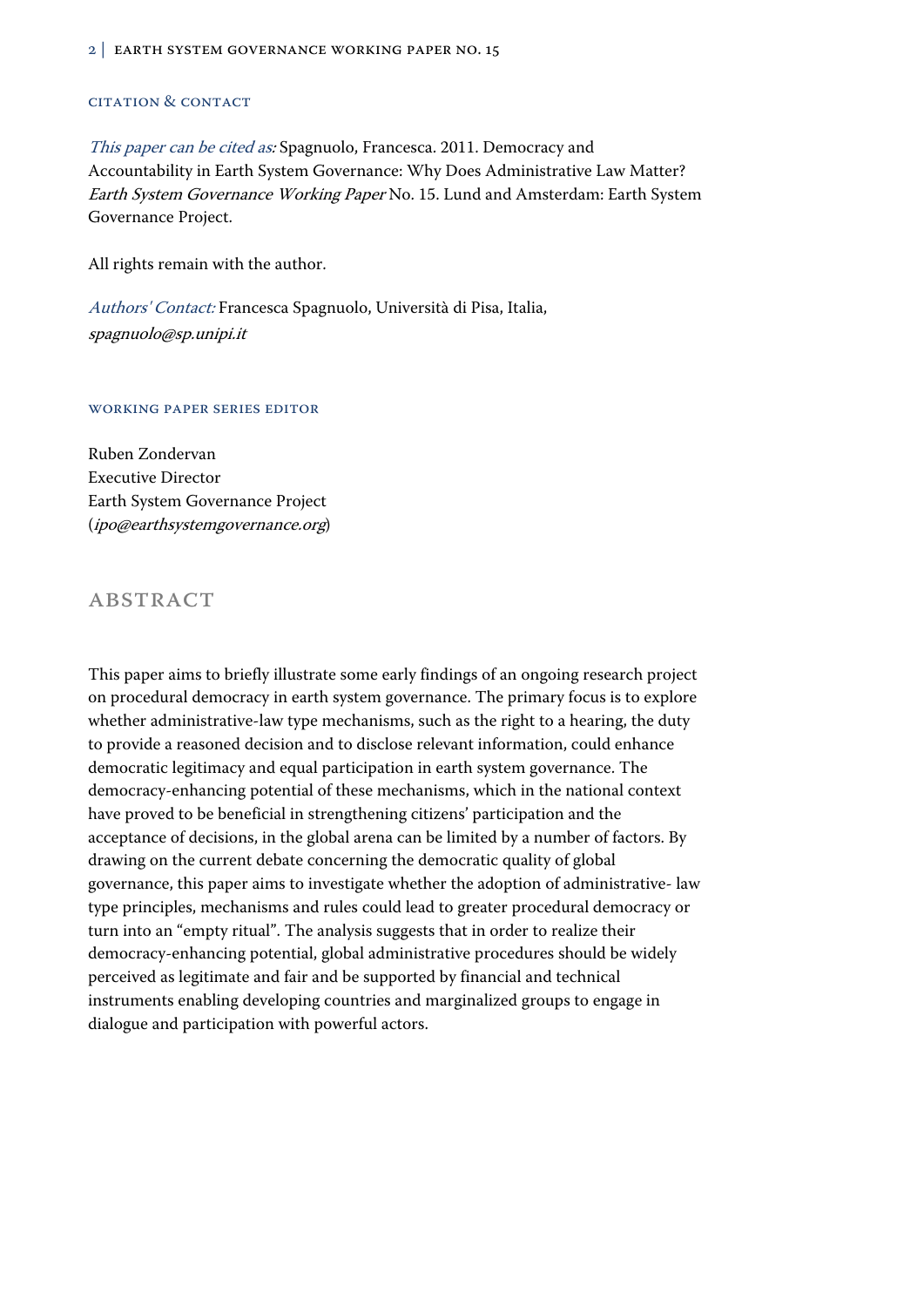## Citation & Contact

*This paper can be cited as:* Spagnuolo, Francesca. 2011. Democracy and Accountability in Earth System Governance: Why Does Administrative Law Matter? *Earth System Governance Working Paper* No. 15. Lund and Amsterdam: Earth System Governance Project.

All rights remain with the author.

*Authors' Contact:* Francesca Spagnuolo, Università di Pisa, Italia, *spagnuolo@sp.unipi.it*

## Working Paper Series Editor

Ruben Zondervan
Executive Director
Earth System Governance Project
(*ipo@earthsystemgovernance.org*)

# Abstract

This paper aims to briefly illustrate some early findings of an ongoing research project on procedural democracy in earth system governance. The primary focus is to explore whether administrative-law type mechanisms, such as the right to a hearing, the duty to provide a reasoned decision and to disclose relevant information, could enhance democratic legitimacy and equal participation in earth system governance. The democracy-enhancing potential of these mechanisms, which in the national context have proved to be beneficial in strengthening citizens' participation and the acceptance of decisions, in the global arena can be limited by a number of factors. By drawing on the current debate concerning the democratic quality of global governance, this paper aims to investigate whether the adoption of administrative- law type principles, mechanisms and rules could lead to greater procedural democracy or turn into an "empty ritual". The analysis suggests that in order to realize their democracy-enhancing potential, global administrative procedures should be widely perceived as legitimate and fair and be supported by financial and technical instruments enabling developing countries and marginalized groups to engage in dialogue and participation with powerful actors.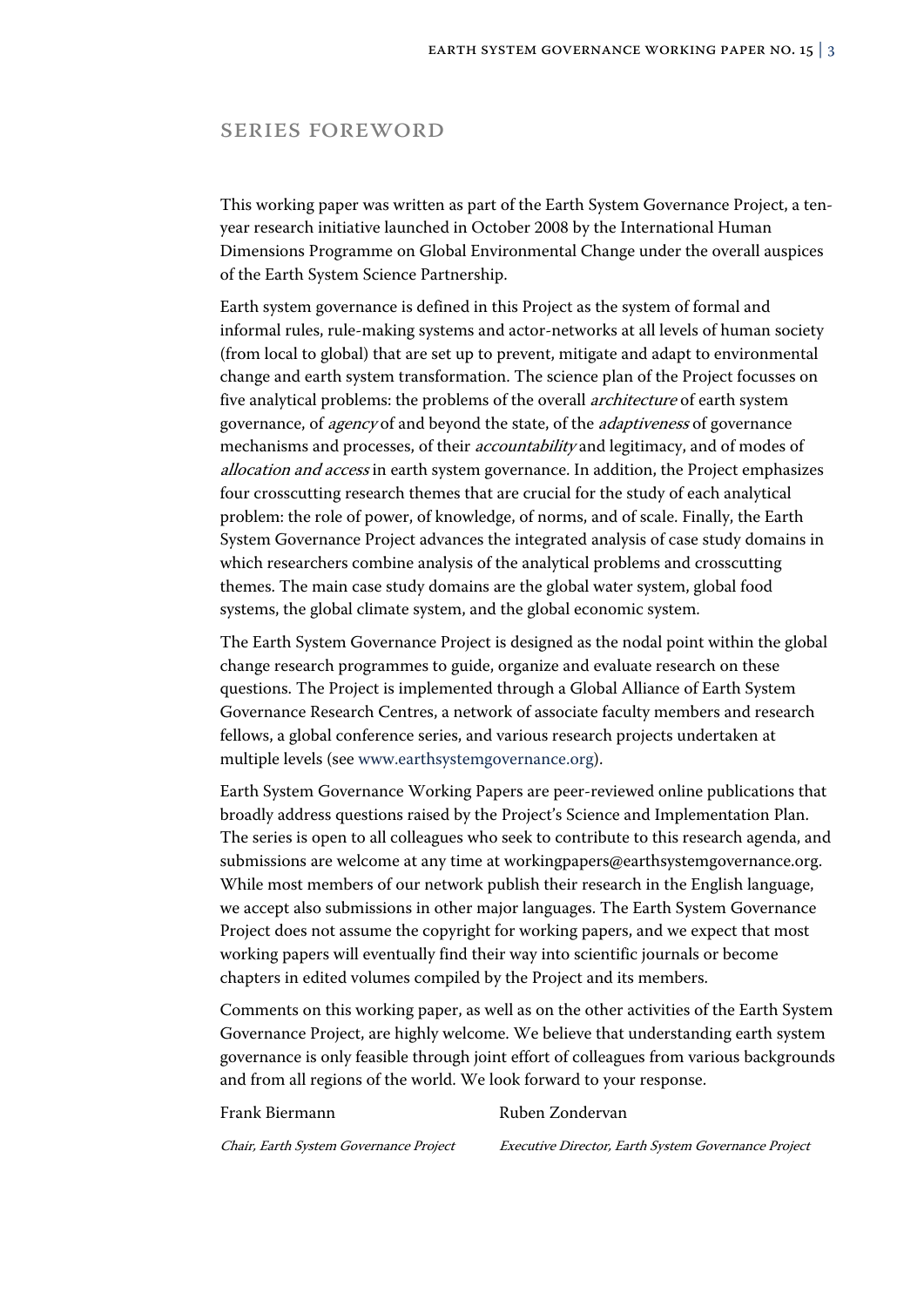# Series Foreword

This working paper was written as part of the Earth System Governance Project, a ten-year research initiative launched in October 2008 by the International Human Dimensions Programme on Global Environmental Change under the overall auspices of the Earth System Science Partnership.

Earth system governance is defined in this Project as the system of formal and informal rules, rule-making systems and actor-networks at all levels of human society (from local to global) that are set up to prevent, mitigate and adapt to environmental change and earth system transformation. The science plan of the Project focusses on five analytical problems: the problems of the overall *architecture* of earth system governance, of *agency* of and beyond the state, of the *adaptiveness* of governance mechanisms and processes, of their *accountability* and legitimacy, and of modes of *allocation and access* in earth system governance. In addition, the Project emphasizes four crosscutting research themes that are crucial for the study of each analytical problem: the role of power, of knowledge, of norms, and of scale. Finally, the Earth System Governance Project advances the integrated analysis of case study domains in which researchers combine analysis of the analytical problems and crosscutting themes. The main case study domains are the global water system, global food systems, the global climate system, and the global economic system.

The Earth System Governance Project is designed as the nodal point within the global change research programmes to guide, organize and evaluate research on these questions. The Project is implemented through a Global Alliance of Earth System Governance Research Centres, a network of associate faculty members and research fellows, a global conference series, and various research projects undertaken at multiple levels (see www.earthsystemgovernance.org).

Earth System Governance Working Papers are peer-reviewed online publications that broadly address questions raised by the Project's Science and Implementation Plan. The series is open to all colleagues who seek to contribute to this research agenda, and submissions are welcome at any time at workingpapers@earthsystemgovernance.org. While most members of our network publish their research in the English language, we accept also submissions in other major languages. The Earth System Governance Project does not assume the copyright for working papers, and we expect that most working papers will eventually find their way into scientific journals or become chapters in edited volumes compiled by the Project and its members.

Comments on this working paper, as well as on the other activities of the Earth System Governance Project, are highly welcome. We believe that understanding earth system governance is only feasible through joint effort of colleagues from various backgrounds and from all regions of the world. We look forward to your response.

Frank Biermann
*Chair, Earth System Governance Project*

Ruben Zondervan
*Executive Director, Earth System Governance Project*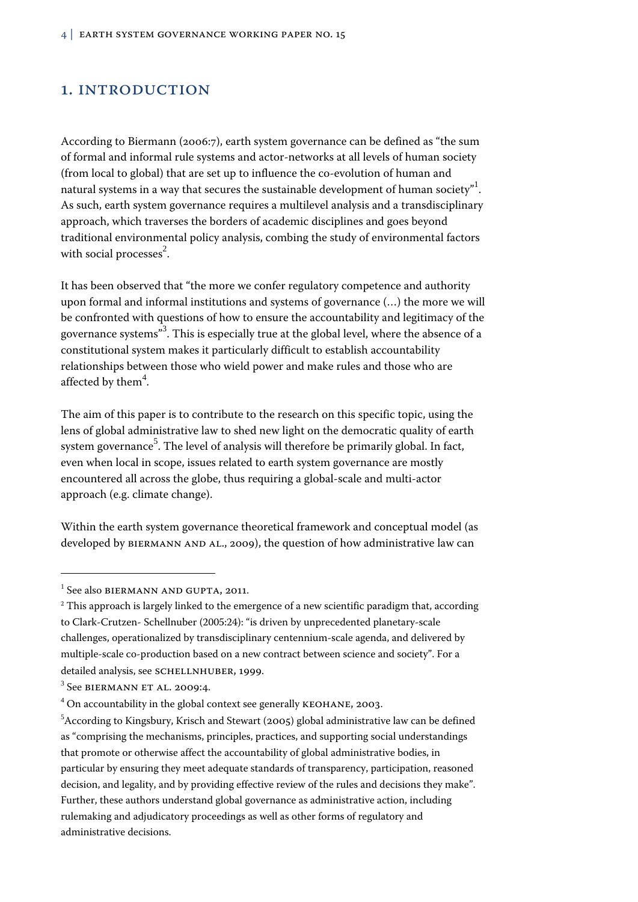## 1. INTRODUCTION

According to Biermann (2006:7), earth system governance can be defined as "the sum of formal and informal rule systems and actor-networks at all levels of human society (from local to global) that are set up to influence the co-evolution of human and natural systems in a way that secures the sustainable development of human society"[1]. As such, earth system governance requires a multilevel analysis and a transdisciplinary approach, which traverses the borders of academic disciplines and goes beyond traditional environmental policy analysis, combing the study of environmental factors with social processes[2].

It has been observed that "the more we confer regulatory competence and authority upon formal and informal institutions and systems of governance (…) the more we will be confronted with questions of how to ensure the accountability and legitimacy of the governance systems"[3]. This is especially true at the global level, where the absence of a constitutional system makes it particularly difficult to establish accountability relationships between those who wield power and make rules and those who are affected by them[4].

The aim of this paper is to contribute to the research on this specific topic, using the lens of global administrative law to shed new light on the democratic quality of earth system governance[5]. The level of analysis will therefore be primarily global. In fact, even when local in scope, issues related to earth system governance are mostly encountered all across the globe, thus requiring a global-scale and multi-actor approach (e.g. climate change).

Within the earth system governance theoretical framework and conceptual model (as developed by BIERMANN AND AL., 2009), the question of how administrative law can

---

[1] See also BIERMANN AND GUPTA, 2011.

[2] This approach is largely linked to the emergence of a new scientific paradigm that, according to Clark-Crutzen- Schellnuber (2005:24): "is driven by unprecedented planetary-scale challenges, operationalized by transdisciplinary centennium-scale agenda, and delivered by multiple-scale co-production based on a new contract between science and society". For a detailed analysis, see SCHELLNHUBER, 1999.

[3] See BIERMANN ET AL. 2009:4.

[4] On accountability in the global context see generally KEOHANE, 2003.

[5] According to Kingsbury, Krisch and Stewart (2005) global administrative law can be defined as "comprising the mechanisms, principles, practices, and supporting social understandings that promote or otherwise affect the accountability of global administrative bodies, in particular by ensuring they meet adequate standards of transparency, participation, reasoned decision, and legality, and by providing effective review of the rules and decisions they make". Further, these authors understand global governance as administrative action, including rulemaking and adjudicatory proceedings as well as other forms of regulatory and administrative decisions.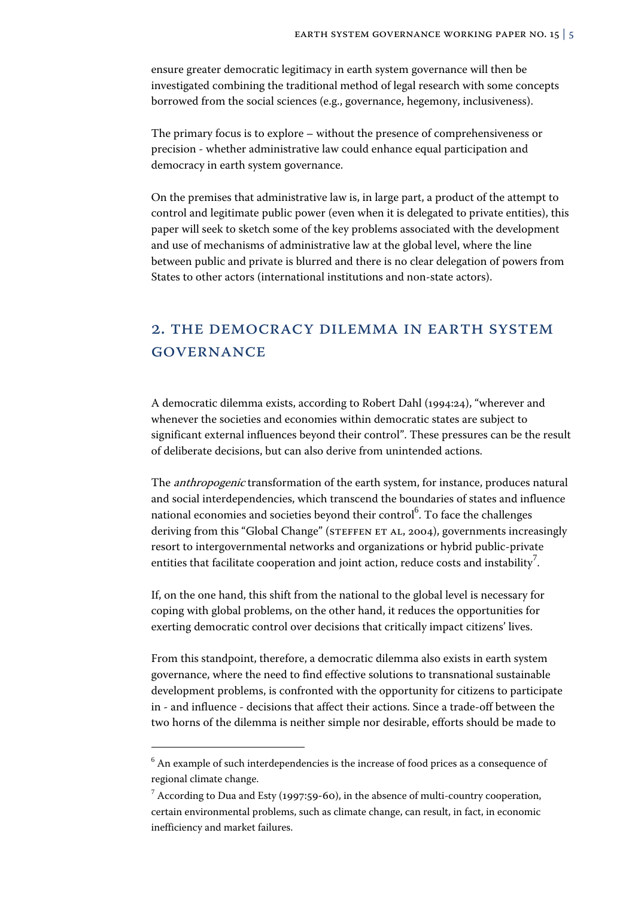ensure greater democratic legitimacy in earth system governance will then be investigated combining the traditional method of legal research with some concepts borrowed from the social sciences (e.g., governance, hegemony, inclusiveness).

The primary focus is to explore – without the presence of comprehensiveness or precision - whether administrative law could enhance equal participation and democracy in earth system governance.

On the premises that administrative law is, in large part, a product of the attempt to control and legitimate public power (even when it is delegated to private entities), this paper will seek to sketch some of the key problems associated with the development and use of mechanisms of administrative law at the global level, where the line between public and private is blurred and there is no clear delegation of powers from States to other actors (international institutions and non-state actors).

## 2. The Democracy Dilemma in Earth System Governance

A democratic dilemma exists, according to Robert Dahl (1994:24), "wherever and whenever the societies and economies within democratic states are subject to significant external influences beyond their control". These pressures can be the result of deliberate decisions, but can also derive from unintended actions.

The *anthropogenic* transformation of the earth system, for instance, produces natural and social interdependencies, which transcend the boundaries of states and influence national economies and societies beyond their control[6]. To face the challenges deriving from this "Global Change" (Steffen et al, 2004), governments increasingly resort to intergovernmental networks and organizations or hybrid public-private entities that facilitate cooperation and joint action, reduce costs and instability[7].

If, on the one hand, this shift from the national to the global level is necessary for coping with global problems, on the other hand, it reduces the opportunities for exerting democratic control over decisions that critically impact citizens' lives.

From this standpoint, therefore, a democratic dilemma also exists in earth system governance, where the need to find effective solutions to transnational sustainable development problems, is confronted with the opportunity for citizens to participate in - and influence - decisions that affect their actions. Since a trade-off between the two horns of the dilemma is neither simple nor desirable, efforts should be made to

---

[6] An example of such interdependencies is the increase of food prices as a consequence of regional climate change.

[7] According to Dua and Esty (1997:59-60), in the absence of multi-country cooperation, certain environmental problems, such as climate change, can result, in fact, in economic inefficiency and market failures.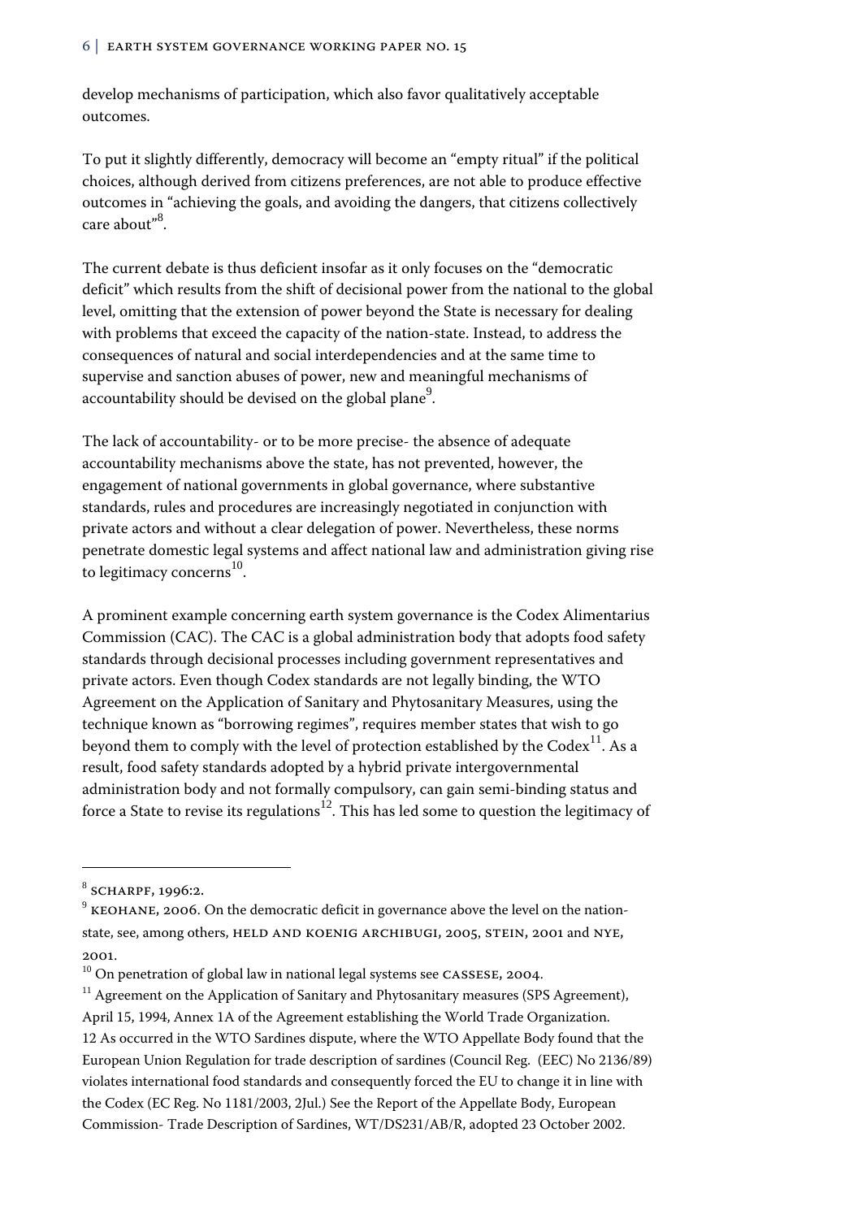develop mechanisms of participation, which also favor qualitatively acceptable outcomes.

To put it slightly differently, democracy will become an "empty ritual" if the political choices, although derived from citizens preferences, are not able to produce effective outcomes in "achieving the goals, and avoiding the dangers, that citizens collectively care about"[8].

The current debate is thus deficient insofar as it only focuses on the "democratic deficit" which results from the shift of decisional power from the national to the global level, omitting that the extension of power beyond the State is necessary for dealing with problems that exceed the capacity of the nation-state. Instead, to address the consequences of natural and social interdependencies and at the same time to supervise and sanction abuses of power, new and meaningful mechanisms of accountability should be devised on the global plane[9].

The lack of accountability- or to be more precise- the absence of adequate accountability mechanisms above the state, has not prevented, however, the engagement of national governments in global governance, where substantive standards, rules and procedures are increasingly negotiated in conjunction with private actors and without a clear delegation of power. Nevertheless, these norms penetrate domestic legal systems and affect national law and administration giving rise to legitimacy concerns[10].

A prominent example concerning earth system governance is the Codex Alimentarius Commission (CAC). The CAC is a global administration body that adopts food safety standards through decisional processes including government representatives and private actors. Even though Codex standards are not legally binding, the WTO Agreement on the Application of Sanitary and Phytosanitary Measures, using the technique known as "borrowing regimes", requires member states that wish to go beyond them to comply with the level of protection established by the Codex[11]. As a result, food safety standards adopted by a hybrid private intergovernmental administration body and not formally compulsory, can gain semi-binding status and force a State to revise its regulations[12]. This has led some to question the legitimacy of

---

[8] SCHARPF, 1996:2.

[9] KEOHANE, 2006. On the democratic deficit in governance above the level on the nation-state, see, among others, HELD AND KOENIG ARCHIBUGI, 2005, STEIN, 2001 and NYE, 2001.

[10] On penetration of global law in national legal systems see CASSESE, 2004.

[11] Agreement on the Application of Sanitary and Phytosanitary measures (SPS Agreement), April 15, 1994, Annex 1A of the Agreement establishing the World Trade Organization.

12 As occurred in the WTO Sardines dispute, where the WTO Appellate Body found that the European Union Regulation for trade description of sardines (Council Reg. (EEC) No 2136/89) violates international food standards and consequently forced the EU to change it in line with the Codex (EC Reg. No 1181/2003, 2Jul.) See the Report of the Appellate Body, European Commission- Trade Description of Sardines, WT/DS231/AB/R, adopted 23 October 2002.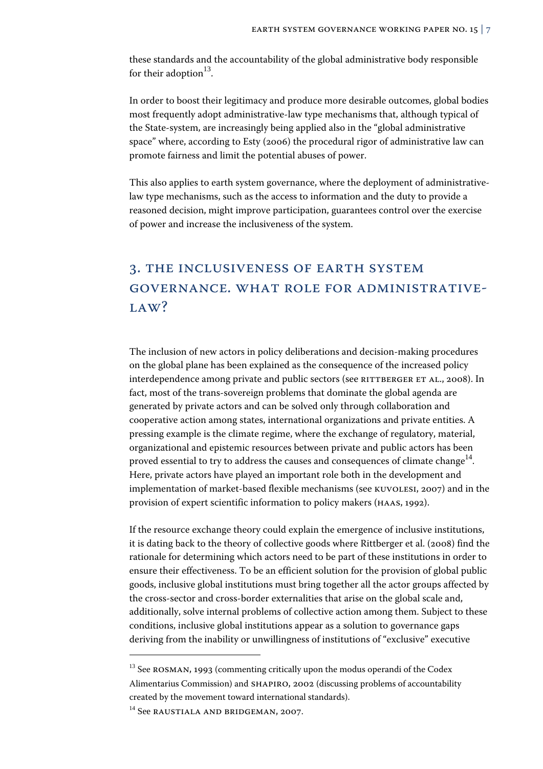these standards and the accountability of the global administrative body responsible for their adoption[13].

In order to boost their legitimacy and produce more desirable outcomes, global bodies most frequently adopt administrative-law type mechanisms that, although typical of the State-system, are increasingly being applied also in the "global administrative space" where, according to Esty (2006) the procedural rigor of administrative law can promote fairness and limit the potential abuses of power.

This also applies to earth system governance, where the deployment of administrative-law type mechanisms, such as the access to information and the duty to provide a reasoned decision, might improve participation, guarantees control over the exercise of power and increase the inclusiveness of the system.

## 3. The Inclusiveness of Earth System Governance. What Role for Administrative-Law?

The inclusion of new actors in policy deliberations and decision-making procedures on the global plane has been explained as the consequence of the increased policy interdependence among private and public sectors (see Rittberger et al., 2008). In fact, most of the trans-sovereign problems that dominate the global agenda are generated by private actors and can be solved only through collaboration and cooperative action among states, international organizations and private entities. A pressing example is the climate regime, where the exchange of regulatory, material, organizational and epistemic resources between private and public actors has been proved essential to try to address the causes and consequences of climate change[14]. Here, private actors have played an important role both in the development and implementation of market-based flexible mechanisms (see Kuvolesi, 2007) and in the provision of expert scientific information to policy makers (Haas, 1992).

If the resource exchange theory could explain the emergence of inclusive institutions, it is dating back to the theory of collective goods where Rittberger et al. (2008) find the rationale for determining which actors need to be part of these institutions in order to ensure their effectiveness. To be an efficient solution for the provision of global public goods, inclusive global institutions must bring together all the actor groups affected by the cross-sector and cross-border externalities that arise on the global scale and, additionally, solve internal problems of collective action among them. Subject to these conditions, inclusive global institutions appear as a solution to governance gaps deriving from the inability or unwillingness of institutions of "exclusive" executive

---

[13] See Rosman, 1993 (commenting critically upon the modus operandi of the Codex Alimentarius Commission) and Shapiro, 2002 (discussing problems of accountability created by the movement toward international standards).

[14] See Raustiala and Bridgeman, 2007.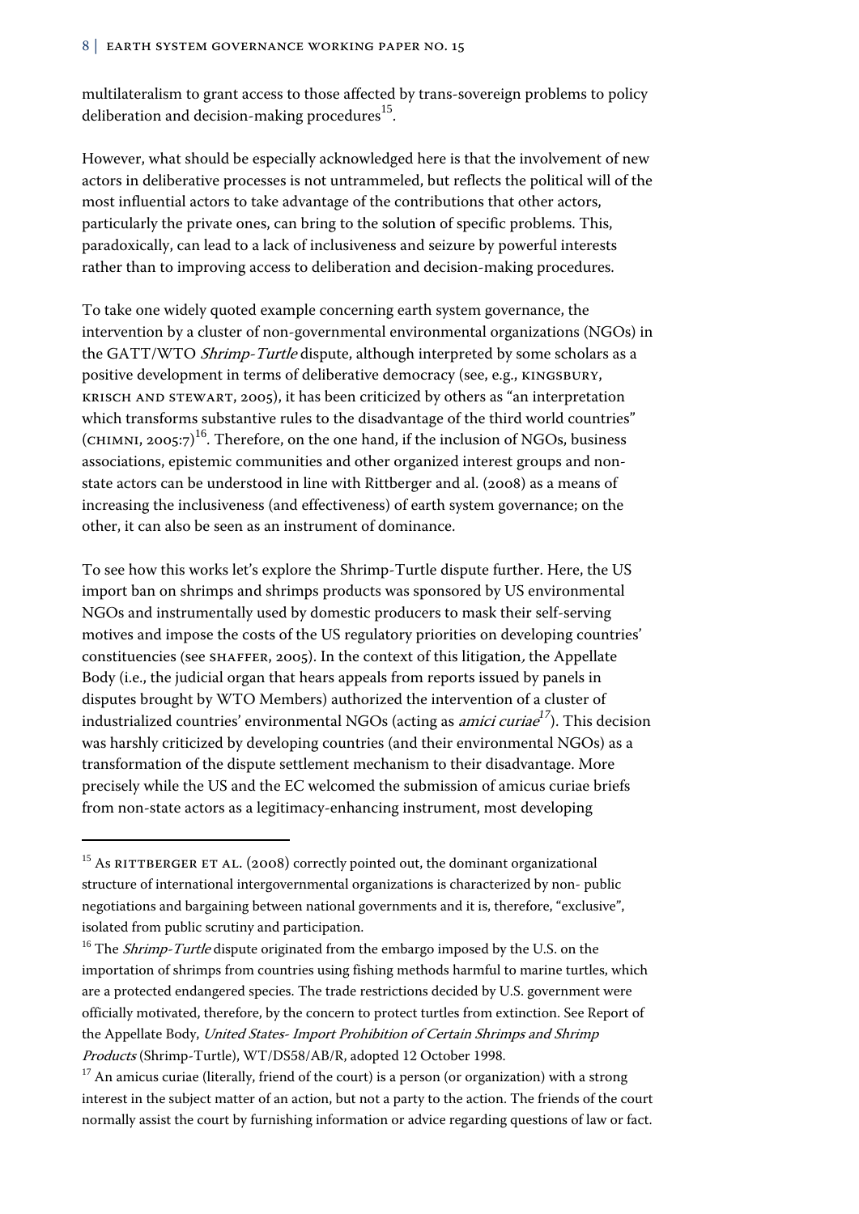multilateralism to grant access to those affected by trans-sovereign problems to policy deliberation and decision-making procedures[15].

However, what should be especially acknowledged here is that the involvement of new actors in deliberative processes is not untrammeled, but reflects the political will of the most influential actors to take advantage of the contributions that other actors, particularly the private ones, can bring to the solution of specific problems. This, paradoxically, can lead to a lack of inclusiveness and seizure by powerful interests rather than to improving access to deliberation and decision-making procedures.

To take one widely quoted example concerning earth system governance, the intervention by a cluster of non-governmental environmental organizations (NGOs) in the GATT/WTO *Shrimp-Turtle* dispute, although interpreted by some scholars as a positive development in terms of deliberative democracy (see, e.g., KINGSBURY, KRISCH AND STEWART, 2005), it has been criticized by others as "an interpretation which transforms substantive rules to the disadvantage of the third world countries" (CHIMNI, 2005:7)[16]. Therefore, on the one hand, if the inclusion of NGOs, business associations, epistemic communities and other organized interest groups and non-state actors can be understood in line with Rittberger and al. (2008) as a means of increasing the inclusiveness (and effectiveness) of earth system governance; on the other, it can also be seen as an instrument of dominance.

To see how this works let's explore the Shrimp-Turtle dispute further. Here, the US import ban on shrimps and shrimps products was sponsored by US environmental NGOs and instrumentally used by domestic producers to mask their self-serving motives and impose the costs of the US regulatory priorities on developing countries' constituencies (see SHAFFER, 2005). In the context of this litigation, the Appellate Body (i.e., the judicial organ that hears appeals from reports issued by panels in disputes brought by WTO Members) authorized the intervention of a cluster of industrialized countries' environmental NGOs (acting as *amici curiae*[17]). This decision was harshly criticized by developing countries (and their environmental NGOs) as a transformation of the dispute settlement mechanism to their disadvantage. More precisely while the US and the EC welcomed the submission of amicus curiae briefs from non-state actors as a legitimacy-enhancing instrument, most developing

---

[15] As RITTBERGER ET AL. (2008) correctly pointed out, the dominant organizational structure of international intergovernmental organizations is characterized by non- public negotiations and bargaining between national governments and it is, therefore, "exclusive", isolated from public scrutiny and participation.

[16] The *Shrimp-Turtle* dispute originated from the embargo imposed by the U.S. on the importation of shrimps from countries using fishing methods harmful to marine turtles, which are a protected endangered species. The trade restrictions decided by U.S. government were officially motivated, therefore, by the concern to protect turtles from extinction. See Report of the Appellate Body, *United States- Import Prohibition of Certain Shrimps and Shrimp Products* (Shrimp-Turtle), WT/DS58/AB/R, adopted 12 October 1998.

[17] An amicus curiae (literally, friend of the court) is a person (or organization) with a strong interest in the subject matter of an action, but not a party to the action. The friends of the court normally assist the court by furnishing information or advice regarding questions of law or fact.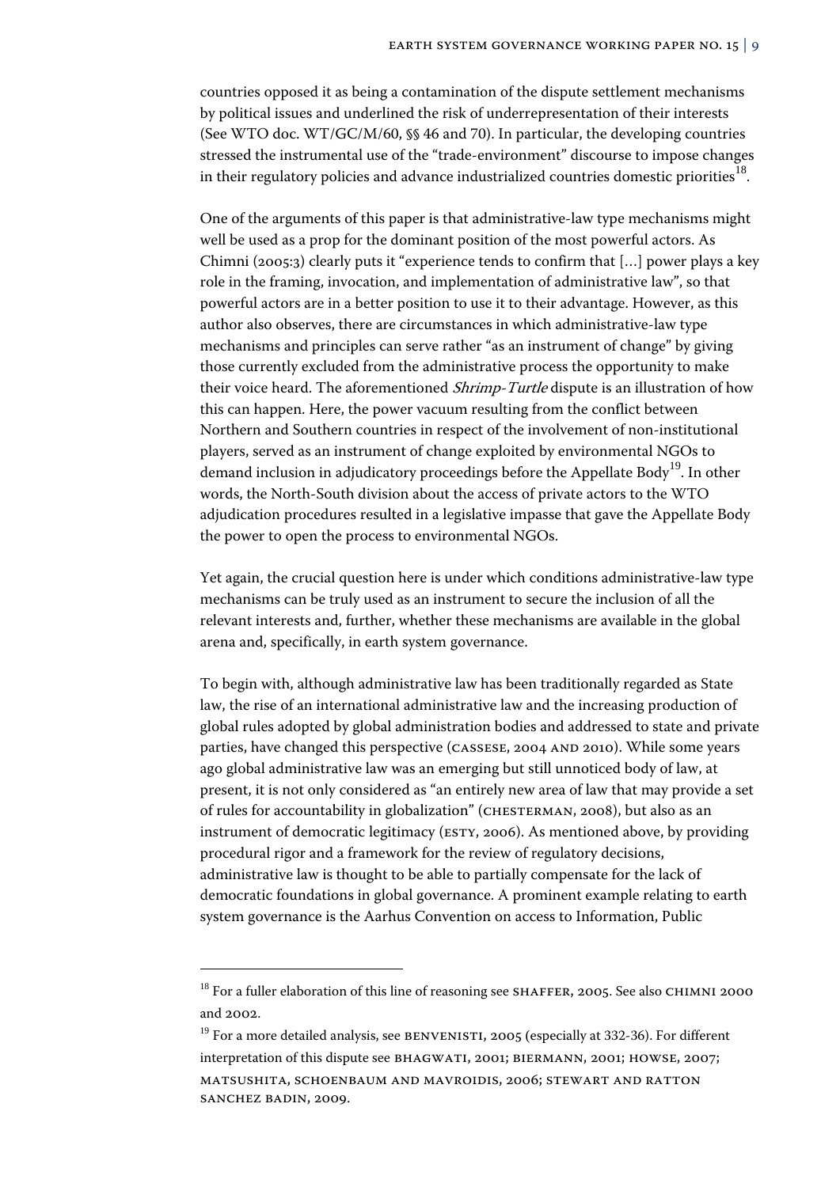countries opposed it as being a contamination of the dispute settlement mechanisms by political issues and underlined the risk of underrepresentation of their interests (See WTO doc. WT/GC/M/60, §§ 46 and 70). In particular, the developing countries stressed the instrumental use of the "trade-environment" discourse to impose changes in their regulatory policies and advance industrialized countries domestic priorities[18].

One of the arguments of this paper is that administrative-law type mechanisms might well be used as a prop for the dominant position of the most powerful actors. As Chimni (2005:3) clearly puts it "experience tends to confirm that […] power plays a key role in the framing, invocation, and implementation of administrative law", so that powerful actors are in a better position to use it to their advantage. However, as this author also observes, there are circumstances in which administrative-law type mechanisms and principles can serve rather "as an instrument of change" by giving those currently excluded from the administrative process the opportunity to make their voice heard. The aforementioned *Shrimp-Turtle* dispute is an illustration of how this can happen. Here, the power vacuum resulting from the conflict between Northern and Southern countries in respect of the involvement of non-institutional players, served as an instrument of change exploited by environmental NGOs to demand inclusion in adjudicatory proceedings before the Appellate Body[19]. In other words, the North-South division about the access of private actors to the WTO adjudication procedures resulted in a legislative impasse that gave the Appellate Body the power to open the process to environmental NGOs.

Yet again, the crucial question here is under which conditions administrative-law type mechanisms can be truly used as an instrument to secure the inclusion of all the relevant interests and, further, whether these mechanisms are available in the global arena and, specifically, in earth system governance.

To begin with, although administrative law has been traditionally regarded as State law, the rise of an international administrative law and the increasing production of global rules adopted by global administration bodies and addressed to state and private parties, have changed this perspective (Cassese, 2004 and 2010). While some years ago global administrative law was an emerging but still unnoticed body of law, at present, it is not only considered as "an entirely new area of law that may provide a set of rules for accountability in globalization" (Chesterman, 2008), but also as an instrument of democratic legitimacy (Esty, 2006). As mentioned above, by providing procedural rigor and a framework for the review of regulatory decisions, administrative law is thought to be able to partially compensate for the lack of democratic foundations in global governance. A prominent example relating to earth system governance is the Aarhus Convention on access to Information, Public

---

[18] For a fuller elaboration of this line of reasoning see Shaffer, 2005. See also Chimni 2000 and 2002.

[19] For a more detailed analysis, see Benvenisti, 2005 (especially at 332-36). For different interpretation of this dispute see Bhagwati, 2001; Biermann, 2001; Howse, 2007; Matsushita, Schoenbaum and Mavroidis, 2006; Stewart and Ratton Sanchez Badin, 2009.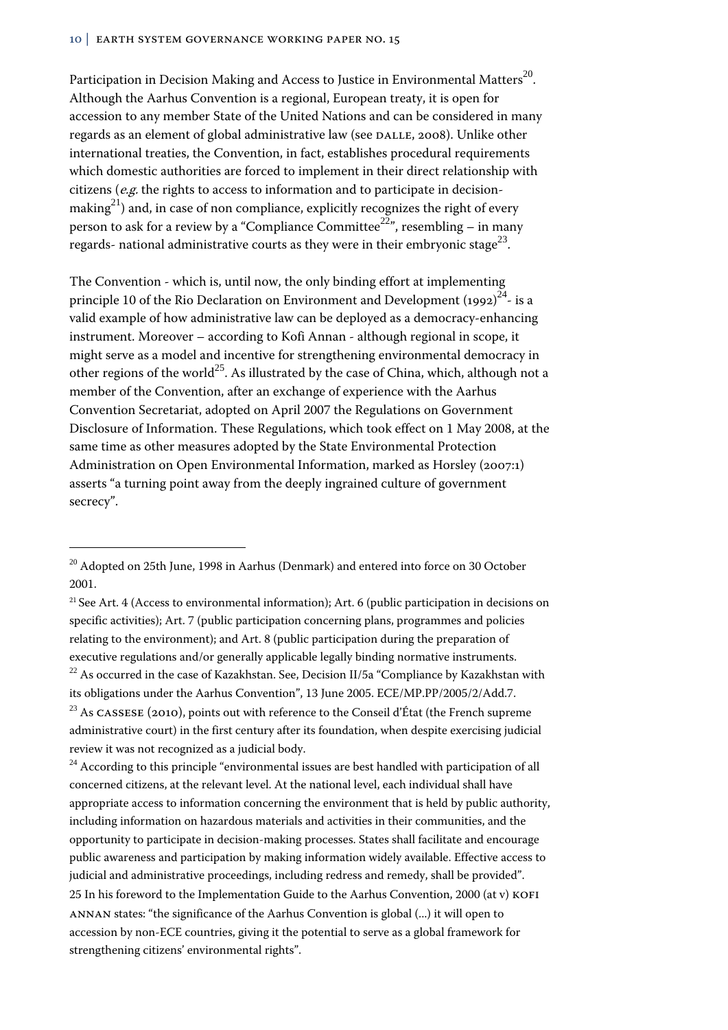Participation in Decision Making and Access to Justice in Environmental Matters[20]. Although the Aarhus Convention is a regional, European treaty, it is open for accession to any member State of the United Nations and can be considered in many regards as an element of global administrative law (see DALLE, 2008). Unlike other international treaties, the Convention, in fact, establishes procedural requirements which domestic authorities are forced to implement in their direct relationship with citizens (*e.g.* the rights to access to information and to participate in decision-making[21]) and, in case of non compliance, explicitly recognizes the right of every person to ask for a review by a "Compliance Committee[22]", resembling – in many regards- national administrative courts as they were in their embryonic stage[23].

The Convention - which is, until now, the only binding effort at implementing principle 10 of the Rio Declaration on Environment and Development (1992)[24]- is a valid example of how administrative law can be deployed as a democracy-enhancing instrument. Moreover – according to Kofi Annan - although regional in scope, it might serve as a model and incentive for strengthening environmental democracy in other regions of the world[25]. As illustrated by the case of China, which, although not a member of the Convention, after an exchange of experience with the Aarhus Convention Secretariat, adopted on April 2007 the Regulations on Government Disclosure of Information. These Regulations, which took effect on 1 May 2008, at the same time as other measures adopted by the State Environmental Protection Administration on Open Environmental Information, marked as Horsley (2007:1) asserts "a turning point away from the deeply ingrained culture of government secrecy".

---

[20] Adopted on 25th June, 1998 in Aarhus (Denmark) and entered into force on 30 October 2001.

[21] See Art. 4 (Access to environmental information); Art. 6 (public participation in decisions on specific activities); Art. 7 (public participation concerning plans, programmes and policies relating to the environment); and Art. 8 (public participation during the preparation of executive regulations and/or generally applicable legally binding normative instruments.

[22] As occurred in the case of Kazakhstan. See, Decision II/5a "Compliance by Kazakhstan with its obligations under the Aarhus Convention", 13 June 2005. ECE/MP.PP/2005/2/Add.7.

[23] As CASSESE (2010), points out with reference to the Conseil d'État (the French supreme administrative court) in the first century after its foundation, when despite exercising judicial review it was not recognized as a judicial body.

[24] According to this principle "environmental issues are best handled with participation of all concerned citizens, at the relevant level. At the national level, each individual shall have appropriate access to information concerning the environment that is held by public authority, including information on hazardous materials and activities in their communities, and the opportunity to participate in decision-making processes. States shall facilitate and encourage public awareness and participation by making information widely available. Effective access to judicial and administrative proceedings, including redress and remedy, shall be provided".

[25] In his foreword to the Implementation Guide to the Aarhus Convention, 2000 (at v) KOFI ANNAN states: "the significance of the Aarhus Convention is global (...) it will open to accession by non-ECE countries, giving it the potential to serve as a global framework for strengthening citizens' environmental rights".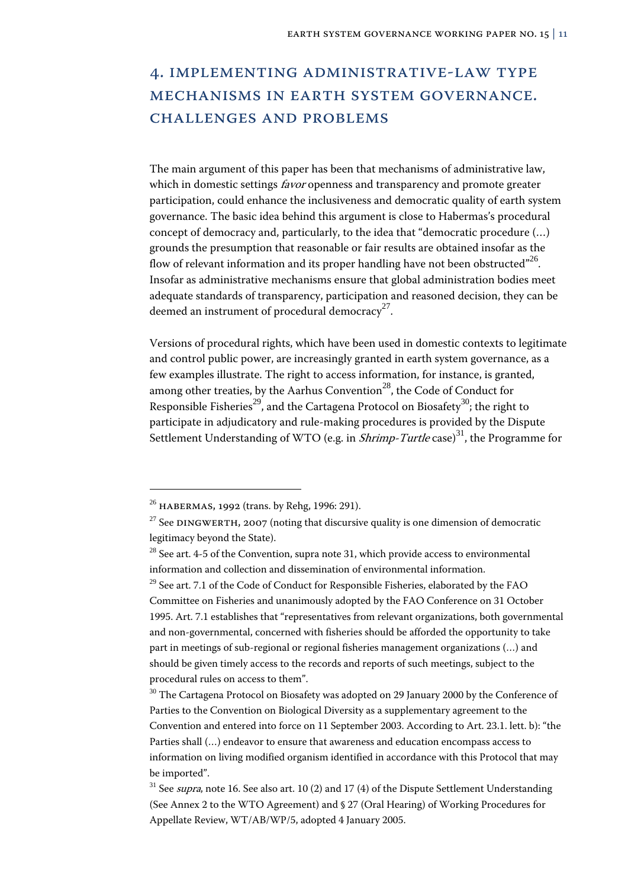## 4. Implementing administrative-law type mechanisms in earth system governance. Challenges and problems

The main argument of this paper has been that mechanisms of administrative law, which in domestic settings *favor* openness and transparency and promote greater participation, could enhance the inclusiveness and democratic quality of earth system governance. The basic idea behind this argument is close to Habermas's procedural concept of democracy and, particularly, to the idea that "democratic procedure (…) grounds the presumption that reasonable or fair results are obtained insofar as the flow of relevant information and its proper handling have not been obstructed"[26]. Insofar as administrative mechanisms ensure that global administration bodies meet adequate standards of transparency, participation and reasoned decision, they can be deemed an instrument of procedural democracy[27].

Versions of procedural rights, which have been used in domestic contexts to legitimate and control public power, are increasingly granted in earth system governance, as a few examples illustrate. The right to access information, for instance, is granted, among other treaties, by the Aarhus Convention[28], the Code of Conduct for Responsible Fisheries[29], and the Cartagena Protocol on Biosafety[30]; the right to participate in adjudicatory and rule-making procedures is provided by the Dispute Settlement Understanding of WTO (e.g. in *Shrimp-Turtle* case)[31], the Programme for

---

[26] HABERMAS, 1992 (trans. by Rehg, 1996: 291).

[27] See DINGWERTH, 2007 (noting that discursive quality is one dimension of democratic legitimacy beyond the State).

[28] See art. 4-5 of the Convention, supra note 31, which provide access to environmental information and collection and dissemination of environmental information.

[29] See art. 7.1 of the Code of Conduct for Responsible Fisheries, elaborated by the FAO Committee on Fisheries and unanimously adopted by the FAO Conference on 31 October 1995. Art. 7.1 establishes that "representatives from relevant organizations, both governmental and non-governmental, concerned with fisheries should be afforded the opportunity to take part in meetings of sub-regional or regional fisheries management organizations (…) and should be given timely access to the records and reports of such meetings, subject to the procedural rules on access to them".

[30] The Cartagena Protocol on Biosafety was adopted on 29 January 2000 by the Conference of Parties to the Convention on Biological Diversity as a supplementary agreement to the Convention and entered into force on 11 September 2003. According to Art. 23.1. lett. b): "the Parties shall (…) endeavor to ensure that awareness and education encompass access to information on living modified organism identified in accordance with this Protocol that may be imported".

[31] See *supra*, note 16. See also art. 10 (2) and 17 (4) of the Dispute Settlement Understanding (See Annex 2 to the WTO Agreement) and § 27 (Oral Hearing) of Working Procedures for Appellate Review, WT/AB/WP/5, adopted 4 January 2005.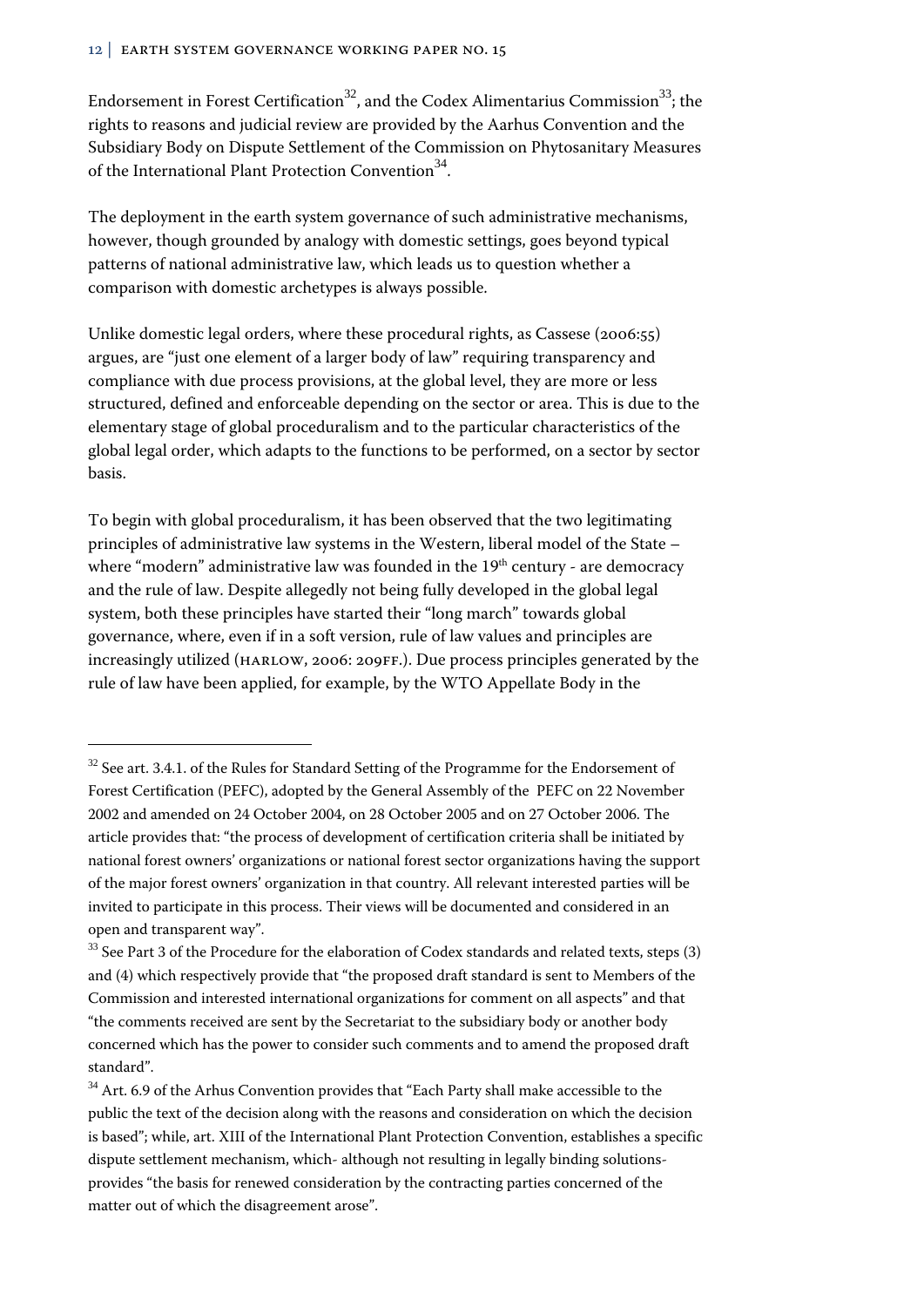Endorsement in Forest Certification[32], and the Codex Alimentarius Commission[33]; the rights to reasons and judicial review are provided by the Aarhus Convention and the Subsidiary Body on Dispute Settlement of the Commission on Phytosanitary Measures of the International Plant Protection Convention[34].

The deployment in the earth system governance of such administrative mechanisms, however, though grounded by analogy with domestic settings, goes beyond typical patterns of national administrative law, which leads us to question whether a comparison with domestic archetypes is always possible.

Unlike domestic legal orders, where these procedural rights, as Cassese (2006:55) argues, are "just one element of a larger body of law" requiring transparency and compliance with due process provisions, at the global level, they are more or less structured, defined and enforceable depending on the sector or area. This is due to the elementary stage of global proceduralism and to the particular characteristics of the global legal order, which adapts to the functions to be performed, on a sector by sector basis.

To begin with global proceduralism, it has been observed that the two legitimating principles of administrative law systems in the Western, liberal model of the State – where "modern" administrative law was founded in the 19th century - are democracy and the rule of law. Despite allegedly not being fully developed in the global legal system, both these principles have started their "long march" towards global governance, where, even if in a soft version, rule of law values and principles are increasingly utilized (Harlow, 2006: 209ff.). Due process principles generated by the rule of law have been applied, for example, by the WTO Appellate Body in the

---

[32] See art. 3.4.1. of the Rules for Standard Setting of the Programme for the Endorsement of Forest Certification (PEFC), adopted by the General Assembly of the PEFC on 22 November 2002 and amended on 24 October 2004, on 28 October 2005 and on 27 October 2006. The article provides that: "the process of development of certification criteria shall be initiated by national forest owners' organizations or national forest sector organizations having the support of the major forest owners' organization in that country. All relevant interested parties will be invited to participate in this process. Their views will be documented and considered in an open and transparent way".

[33] See Part 3 of the Procedure for the elaboration of Codex standards and related texts, steps (3) and (4) which respectively provide that "the proposed draft standard is sent to Members of the Commission and interested international organizations for comment on all aspects" and that "the comments received are sent by the Secretariat to the subsidiary body or another body concerned which has the power to consider such comments and to amend the proposed draft standard".

[34] Art. 6.9 of the Arhus Convention provides that "Each Party shall make accessible to the public the text of the decision along with the reasons and consideration on which the decision is based"; while, art. XIII of the International Plant Protection Convention, establishes a specific dispute settlement mechanism, which- although not resulting in legally binding solutions- provides "the basis for renewed consideration by the contracting parties concerned of the matter out of which the disagreement arose".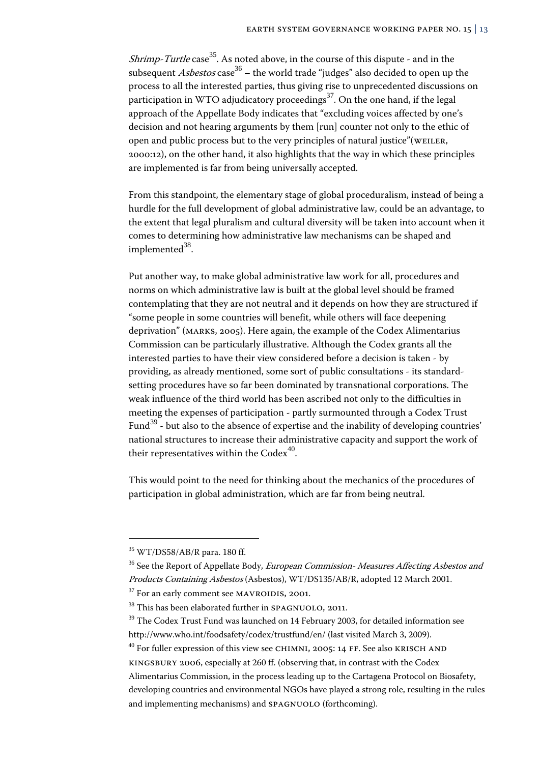*Shrimp-Turtle* case[35]. As noted above, in the course of this dispute - and in the subsequent *Asbestos* case[36] – the world trade "judges" also decided to open up the process to all the interested parties, thus giving rise to unprecedented discussions on participation in WTO adjudicatory proceedings[37]. On the one hand, if the legal approach of the Appellate Body indicates that "excluding voices affected by one's decision and not hearing arguments by them [run] counter not only to the ethic of open and public process but to the very principles of natural justice"(WEILER, 2000:12), on the other hand, it also highlights that the way in which these principles are implemented is far from being universally accepted.

From this standpoint, the elementary stage of global proceduralism, instead of being a hurdle for the full development of global administrative law, could be an advantage, to the extent that legal pluralism and cultural diversity will be taken into account when it comes to determining how administrative law mechanisms can be shaped and implemented[38].

Put another way, to make global administrative law work for all, procedures and norms on which administrative law is built at the global level should be framed contemplating that they are not neutral and it depends on how they are structured if "some people in some countries will benefit, while others will face deepening deprivation" (MARKS, 2005). Here again, the example of the Codex Alimentarius Commission can be particularly illustrative. Although the Codex grants all the interested parties to have their view considered before a decision is taken - by providing, as already mentioned, some sort of public consultations - its standard-setting procedures have so far been dominated by transnational corporations. The weak influence of the third world has been ascribed not only to the difficulties in meeting the expenses of participation - partly surmounted through a Codex Trust Fund[39] - but also to the absence of expertise and the inability of developing countries' national structures to increase their administrative capacity and support the work of their representatives within the Codex[40].

This would point to the need for thinking about the mechanics of the procedures of participation in global administration, which are far from being neutral.

---

[35] WT/DS58/AB/R para. 180 ff.

[36] See the Report of Appellate Body, *European Commission- Measures Affecting Asbestos and Products Containing Asbestos* (Asbestos), WT/DS135/AB/R, adopted 12 March 2001.

[37] For an early comment see MAVROIDIS, 2001.

[38] This has been elaborated further in SPAGNUOLO, 2011.

[39] The Codex Trust Fund was launched on 14 February 2003, for detailed information see http://www.who.int/foodsafety/codex/trustfund/en/ (last visited March 3, 2009).

[40] For fuller expression of this view see CHIMNI, 2005: 14 FF. See also KRISCH AND KINGSBURY 2006, especially at 260 ff. (observing that, in contrast with the Codex Alimentarius Commission, in the process leading up to the Cartagena Protocol on Biosafety, developing countries and environmental NGOs have played a strong role, resulting in the rules and implementing mechanisms) and SPAGNUOLO (forthcoming).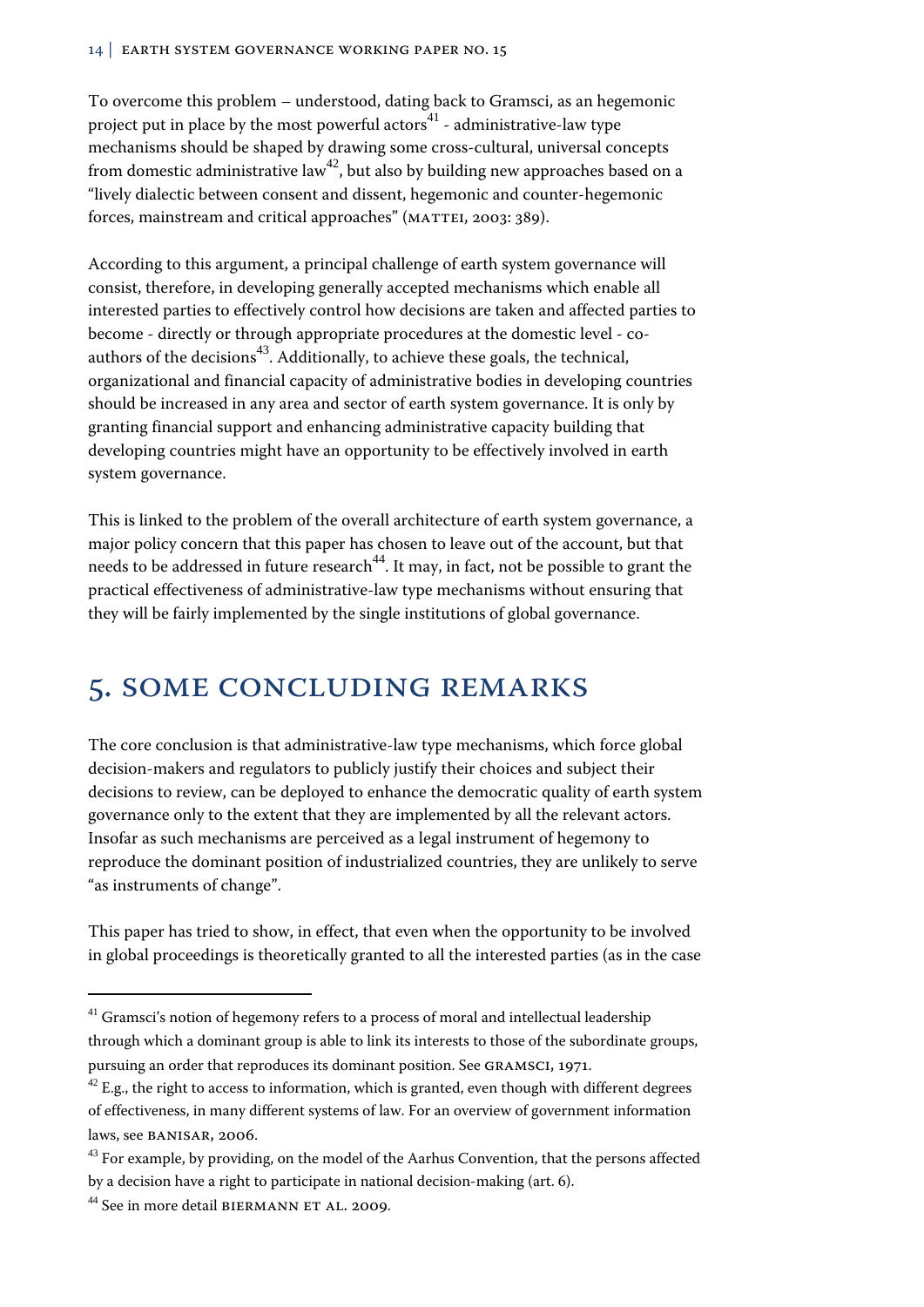To overcome this problem – understood, dating back to Gramsci, as an hegemonic project put in place by the most powerful actors[41] - administrative-law type mechanisms should be shaped by drawing some cross-cultural, universal concepts from domestic administrative law[42], but also by building new approaches based on a "lively dialectic between consent and dissent, hegemonic and counter-hegemonic forces, mainstream and critical approaches" (MATTEI, 2003: 389).

According to this argument, a principal challenge of earth system governance will consist, therefore, in developing generally accepted mechanisms which enable all interested parties to effectively control how decisions are taken and affected parties to become - directly or through appropriate procedures at the domestic level - co-authors of the decisions[43]. Additionally, to achieve these goals, the technical, organizational and financial capacity of administrative bodies in developing countries should be increased in any area and sector of earth system governance. It is only by granting financial support and enhancing administrative capacity building that developing countries might have an opportunity to be effectively involved in earth system governance.

This is linked to the problem of the overall architecture of earth system governance, a major policy concern that this paper has chosen to leave out of the account, but that needs to be addressed in future research[44]. It may, in fact, not be possible to grant the practical effectiveness of administrative-law type mechanisms without ensuring that they will be fairly implemented by the single institutions of global governance.

# 5. Some Concluding Remarks

The core conclusion is that administrative-law type mechanisms, which force global decision-makers and regulators to publicly justify their choices and subject their decisions to review, can be deployed to enhance the democratic quality of earth system governance only to the extent that they are implemented by all the relevant actors. Insofar as such mechanisms are perceived as a legal instrument of hegemony to reproduce the dominant position of industrialized countries, they are unlikely to serve "as instruments of change".

This paper has tried to show, in effect, that even when the opportunity to be involved in global proceedings is theoretically granted to all the interested parties (as in the case

---

[41] Gramsci's notion of hegemony refers to a process of moral and intellectual leadership through which a dominant group is able to link its interests to those of the subordinate groups, pursuing an order that reproduces its dominant position. See GRAMSCI, 1971.

[42] E.g., the right to access to information, which is granted, even though with different degrees of effectiveness, in many different systems of law. For an overview of government information laws, see BANISAR, 2006.

[43] For example, by providing, on the model of the Aarhus Convention, that the persons affected by a decision have a right to participate in national decision-making (art. 6).

[44] See in more detail BIERMANN ET AL. 2009.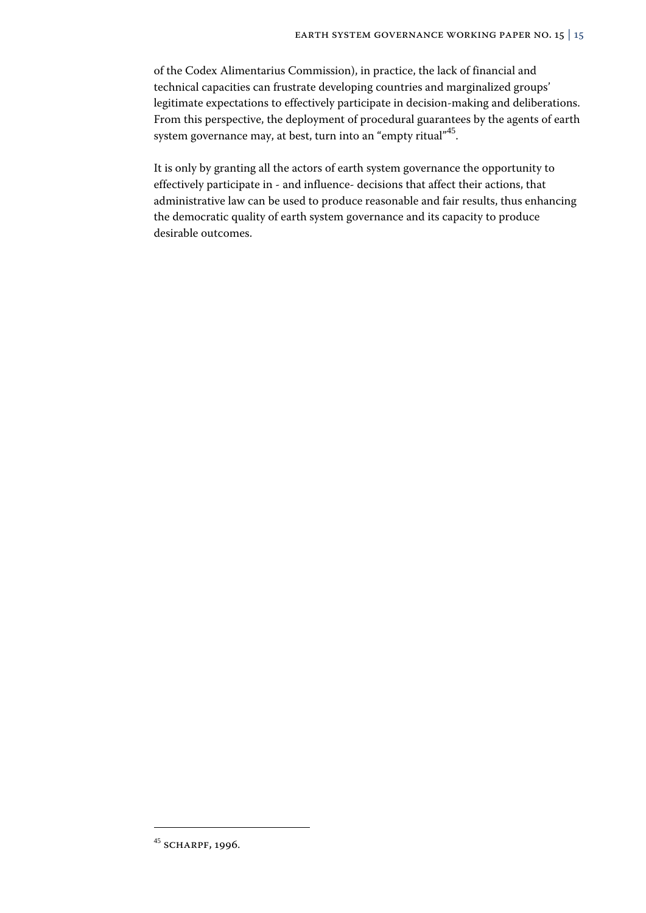of the Codex Alimentarius Commission), in practice, the lack of financial and technical capacities can frustrate developing countries and marginalized groups' legitimate expectations to effectively participate in decision-making and deliberations. From this perspective, the deployment of procedural guarantees by the agents of earth system governance may, at best, turn into an "empty ritual"[45].

It is only by granting all the actors of earth system governance the opportunity to effectively participate in - and influence- decisions that affect their actions, that administrative law can be used to produce reasonable and fair results, thus enhancing the democratic quality of earth system governance and its capacity to produce desirable outcomes.

---

[45] Scharpf, 1996.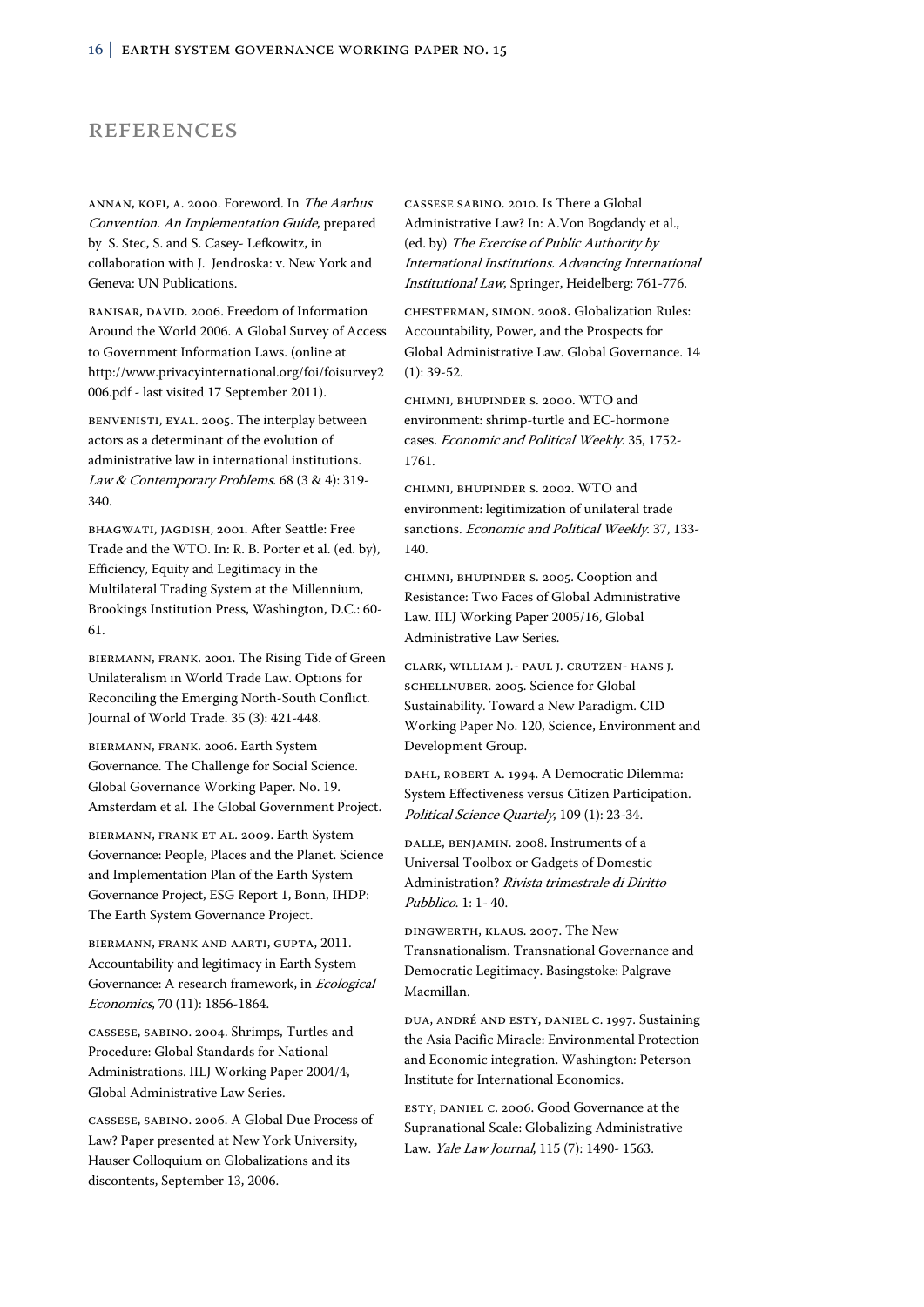## REFERENCES

Annan, Kofi, A. 2000. Foreword. In *The Aarhus Convention. An Implementation Guide*, prepared by S. Stec, S. and S. Casey- Lefkowitz, in collaboration with J. Jendroska: v. New York and Geneva: UN Publications.

Banisar, David. 2006. Freedom of Information Around the World 2006. A Global Survey of Access to Government Information Laws. (online at http://www.privacyinternational.org/foi/foisurvey2006.pdf - last visited 17 September 2011).

Benvenisti, Eyal. 2005. The interplay between actors as a determinant of the evolution of administrative law in international institutions. *Law & Contemporary Problems*. 68 (3 & 4): 319-340.

Bhagwati, Jagdish, 2001. After Seattle: Free Trade and the WTO. In: R. B. Porter et al. (ed. by), Efficiency, Equity and Legitimacy in the Multilateral Trading System at the Millennium, Brookings Institution Press, Washington, D.C.: 60-61.

Biermann, Frank. 2001. The Rising Tide of Green Unilateralism in World Trade Law. Options for Reconciling the Emerging North-South Conflict. Journal of World Trade. 35 (3): 421-448.

Biermann, Frank. 2006. Earth System Governance. The Challenge for Social Science. Global Governance Working Paper. No. 19. Amsterdam et al. The Global Government Project.

Biermann, Frank et al. 2009. Earth System Governance: People, Places and the Planet. Science and Implementation Plan of the Earth System Governance Project, ESG Report 1, Bonn, IHDP: The Earth System Governance Project.

Biermann, Frank and Aarti, Gupta, 2011. Accountability and legitimacy in Earth System Governance: A research framework, in *Ecological Economics*, 70 (11): 1856-1864.

Cassese, Sabino. 2004. Shrimps, Turtles and Procedure: Global Standards for National Administrations. IILJ Working Paper 2004/4, Global Administrative Law Series.

Cassese, Sabino. 2006. A Global Due Process of Law? Paper presented at New York University, Hauser Colloquium on Globalizations and its discontents, September 13, 2006.

Cassese Sabino. 2010. Is There a Global Administrative Law? In: A.Von Bogdandy et al., (ed. by) *The Exercise of Public Authority by International Institutions. Advancing International Institutional Law*, Springer, Heidelberg: 761-776.

Chesterman, Simon. 2008. Globalization Rules: Accountability, Power, and the Prospects for Global Administrative Law. Global Governance. 14 (1): 39-52.

Chimni, Bhupinder S. 2000. WTO and environment: shrimp-turtle and EC-hormone cases. *Economic and Political Weekly*. 35, 1752-1761.

Chimni, Bhupinder S. 2002. WTO and environment: legitimization of unilateral trade sanctions. *Economic and Political Weekly*. 37, 133-140.

Chimni, Bhupinder S. 2005. Cooption and Resistance: Two Faces of Global Administrative Law. IILJ Working Paper 2005/16, Global Administrative Law Series.

Clark, William J.- Paul J. Crutzen- Hans J. Schellnuber. 2005. Science for Global Sustainability. Toward a New Paradigm. CID Working Paper No. 120, Science, Environment and Development Group.

Dahl, Robert A. 1994. A Democratic Dilemma: System Effectiveness versus Citizen Participation. *Political Science Quartely*, 109 (1): 23-34.

Dalle, Benjamin. 2008. Instruments of a Universal Toolbox or Gadgets of Domestic Administration? *Rivista trimestrale di Diritto Pubblico*. 1: 1- 40.

Dingwerth, Klaus. 2007. The New Transnationalism. Transnational Governance and Democratic Legitimacy. Basingstoke: Palgrave Macmillan.

Dua, André and Esty, Daniel C. 1997. Sustaining the Asia Pacific Miracle: Environmental Protection and Economic integration. Washington: Peterson Institute for International Economics.

Esty, Daniel C. 2006. Good Governance at the Supranational Scale: Globalizing Administrative Law. *Yale Law Journal*, 115 (7): 1490- 1563.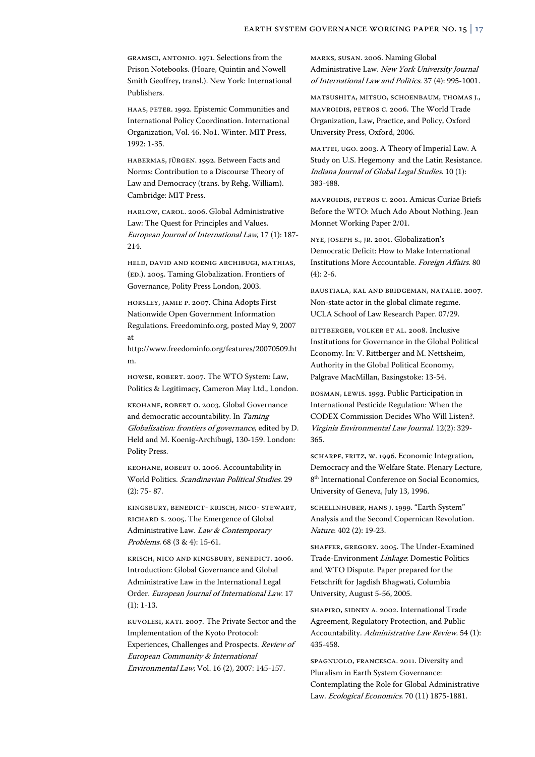Gramsci, Antonio. 1971. Selections from the Prison Notebooks. (Hoare, Quintin and Nowell Smith Geoffrey, transl.). New York: International Publishers.

Haas, Peter. 1992. Epistemic Communities and International Policy Coordination. International Organization, Vol. 46. No1. Winter. MIT Press, 1992: 1-35.

Habermas, Jürgen. 1992. Between Facts and Norms: Contribution to a Discourse Theory of Law and Democracy (trans. by Rehg, William). Cambridge: MIT Press.

Harlow, Carol. 2006. Global Administrative Law: The Quest for Principles and Values. *European Journal of International Law*, 17 (1): 187-214.

Held, David and Koenig Archibugi, Mathias, (ed.). 2005. Taming Globalization. Frontiers of Governance, Polity Press London, 2003.

Horsley, Jamie P. 2007. China Adopts First Nationwide Open Government Information Regulations. Freedominfo.org, posted May 9, 2007 at http://www.freedominfo.org/features/20070509.htm.

Howse, Robert. 2007. The WTO System: Law, Politics & Legitimacy, Cameron May Ltd., London.

Keohane, Robert O. 2003. Global Governance and democratic accountability. In *Taming Globalization: frontiers of governance*, edited by D. Held and M. Koenig-Archibugi, 130-159. London: Polity Press.

Keohane, Robert O. 2006. Accountability in World Politics. *Scandinavian Political Studies*. 29 (2): 75- 87.

Kingsbury, Benedict- Krisch, Nico- Stewart, Richard S. 2005. The Emergence of Global Administrative Law. *Law & Contemporary Problems*. 68 (3 & 4): 15-61.

Krisch, Nico and Kingsbury, Benedict. 2006. Introduction: Global Governance and Global Administrative Law in the International Legal Order. *European Journal of International Law*. 17 (1): 1-13.

Kuvolesi, Kati. 2007. The Private Sector and the Implementation of the Kyoto Protocol: Experiences, Challenges and Prospects. *Review of European Community & International Environmental Law*, Vol. 16 (2), 2007: 145-157.

Marks, Susan. 2006. Naming Global Administrative Law. *New York University Journal of International Law and Politics*. 37 (4): 995-1001.

Matsushita, Mitsuo, Schoenbaum, Thomas J., Mavroidis, Petros C. 2006. The World Trade Organization, Law, Practice, and Policy, Oxford University Press, Oxford, 2006.

Mattei, Ugo. 2003. A Theory of Imperial Law. A Study on U.S. Hegemony and the Latin Resistance. *Indiana Journal of Global Legal Studies*. 10 (1): 383-488.

Mavroidis, Petros C. 2001. Amicus Curiae Briefs Before the WTO: Much Ado About Nothing. Jean Monnet Working Paper 2/01.

Nye, Joseph S., Jr. 2001. Globalization's Democratic Deficit: How to Make International Institutions More Accountable. *Foreign Affairs*. 80 (4): 2-6.

Raustiala, Kal and Bridgeman, Natalie. 2007. Non-state actor in the global climate regime. UCLA School of Law Research Paper. 07/29.

Rittberger, Volker et al. 2008. Inclusive Institutions for Governance in the Global Political Economy. In: V. Rittberger and M. Nettsheim, Authority in the Global Political Economy, Palgrave MacMillan, Basingstoke: 13-54.

Rosman, Lewis. 1993. Public Participation in International Pesticide Regulation: When the CODEX Commission Decides Who Will Listen?. *Virginia Environmental Law Journal*. 12(2): 329-365.

Scharpf, Fritz, W. 1996. Economic Integration, Democracy and the Welfare State. Plenary Lecture, 8th International Conference on Social Economics, University of Geneva, July 13, 1996.

Schellnhuber, Hans J. 1999. "Earth System" Analysis and the Second Copernican Revolution. *Nature*. 402 (2): 19-23.

Shaffer, Gregory. 2005. The Under-Examined Trade-Environment *Linkage*: Domestic Politics and WTO Dispute. Paper prepared for the Fetschrift for Jagdish Bhagwati, Columbia University, August 5-56, 2005.

Shapiro, Sidney A. 2002. International Trade Agreement, Regulatory Protection, and Public Accountability. *Administrative Law Review*. 54 (1): 435-458.

Spagnuolo, Francesca. 2011. Diversity and Pluralism in Earth System Governance: Contemplating the Role for Global Administrative Law. *Ecological Economics*. 70 (11) 1875-1881.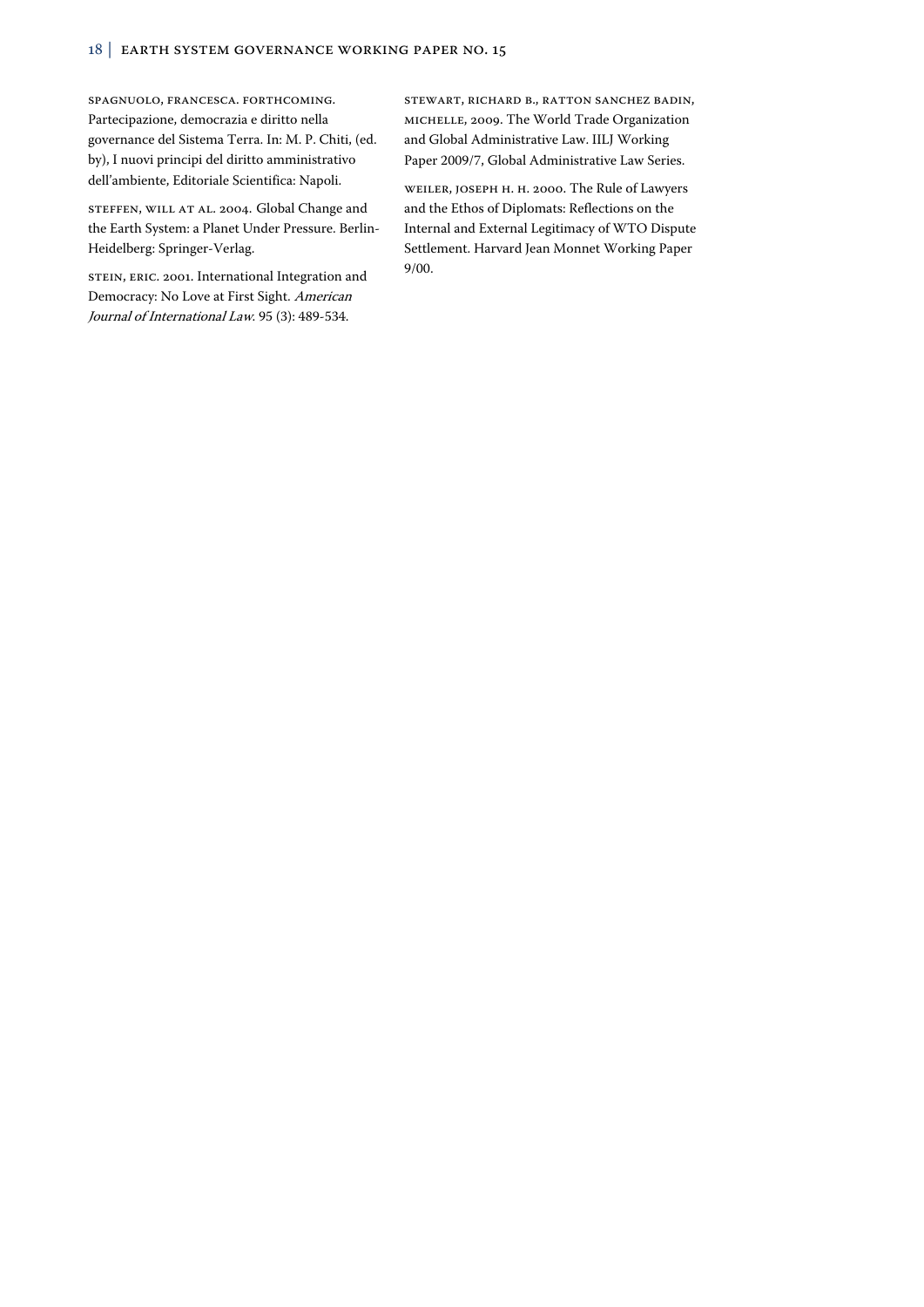Spagnuolo, Francesca. forthcoming. Partecipazione, democrazia e diritto nella governance del Sistema Terra. In: M. P. Chiti, (ed. by), I nuovi principi del diritto amministrativo dell'ambiente, Editoriale Scientifica: Napoli.

Steffen, Will at al. 2004. Global Change and the Earth System: a Planet Under Pressure. Berlin-Heidelberg: Springer-Verlag.

Stein, Eric. 2001. International Integration and Democracy: No Love at First Sight. *American Journal of International Law*. 95 (3): 489-534.

Stewart, Richard B., Ratton Sanchez Badin, Michelle, 2009. The World Trade Organization and Global Administrative Law. IILJ Working Paper 2009/7, Global Administrative Law Series.

Weiler, Joseph H. H. 2000. The Rule of Lawyers and the Ethos of Diplomats: Reflections on the Internal and External Legitimacy of WTO Dispute Settlement. Harvard Jean Monnet Working Paper 9/00.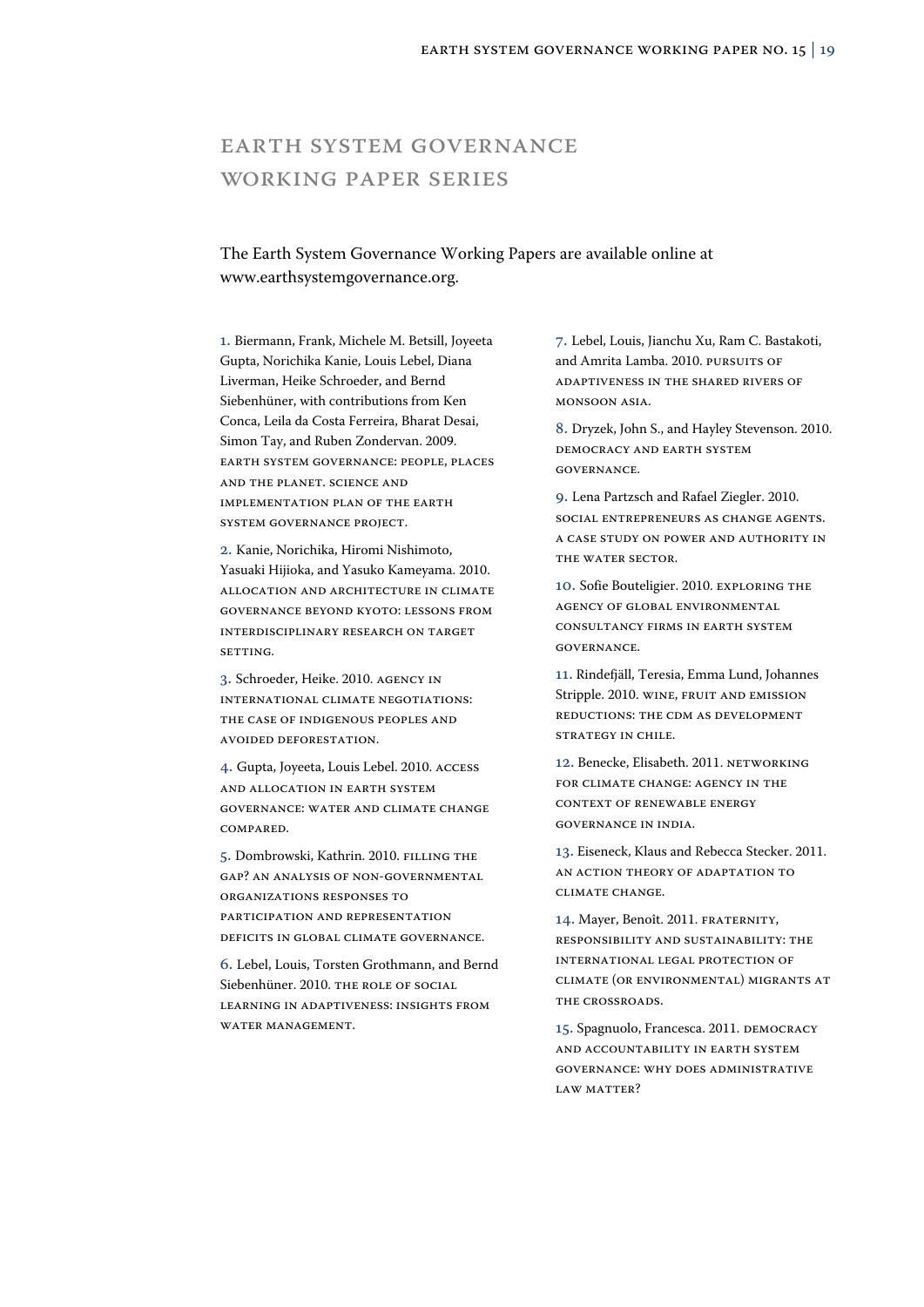# Earth System Governance Working Paper Series

The Earth System Governance Working Papers are available online at www.earthsystemgovernance.org.

1. Biermann, Frank, Michele M. Betsill, Joyeeta Gupta, Norichika Kanie, Louis Lebel, Diana Liverman, Heike Schroeder, and Bernd Siebenhüner, with contributions from Ken Conca, Leila da Costa Ferreira, Bharat Desai, Simon Tay, and Ruben Zondervan. 2009. Earth System Governance: People, Places and the Planet. Science and Implementation Plan of the Earth System Governance Project.

2. Kanie, Norichika, Hiromi Nishimoto, Yasuaki Hijioka, and Yasuko Kameyama. 2010. Allocation and Architecture in Climate Governance Beyond Kyoto: Lessons from Interdisciplinary Research on Target Setting.

3. Schroeder, Heike. 2010. Agency in International Climate Negotiations: The Case of Indigenous Peoples and Avoided Deforestation.

4. Gupta, Joyeeta, Louis Lebel. 2010. Access and Allocation in Earth System Governance: Water and Climate Change Compared.

5. Dombrowski, Kathrin. 2010. Filling the Gap? An Analysis of Non-Governmental Organizations Responses to Participation and Representation Deficits in Global Climate Governance.

6. Lebel, Louis, Torsten Grothmann, and Bernd Siebenhüner. 2010. The Role of Social Learning in Adaptiveness: Insights from Water Management.

7. Lebel, Louis, Jianchu Xu, Ram C. Bastakoti, and Amrita Lamba. 2010. Pursuits of Adaptiveness in the Shared Rivers of Monsoon Asia.

8. Dryzek, John S., and Hayley Stevenson. 2010. Democracy and Earth System Governance.

9. Lena Partzsch and Rafael Ziegler. 2010. Social Entrepreneurs as Change Agents. A Case Study on Power and Authority in the Water Sector.

10. Sofie Bouteligier. 2010. Exploring the Agency of Global Environmental Consultancy Firms in Earth System Governance.

11. Rindefjäll, Teresia, Emma Lund, Johannes Stripple. 2010. Wine, Fruit and Emission Reductions: The CDM as Development Strategy in Chile.

12. Benecke, Elisabeth. 2011. Networking for Climate Change: Agency in the Context of Renewable Energy Governance in India.

13. Eiseneck, Klaus and Rebecca Stecker. 2011. An Action Theory of Adaptation to Climate Change.

14. Mayer, Benoît. 2011. Fraternity, Responsibility and Sustainability: The International Legal Protection of Climate (or Environmental) Migrants at the Crossroads.

15. Spagnuolo, Francesca. 2011. Democracy and Accountability in Earth System Governance: Why Does Administrative Law Matter?